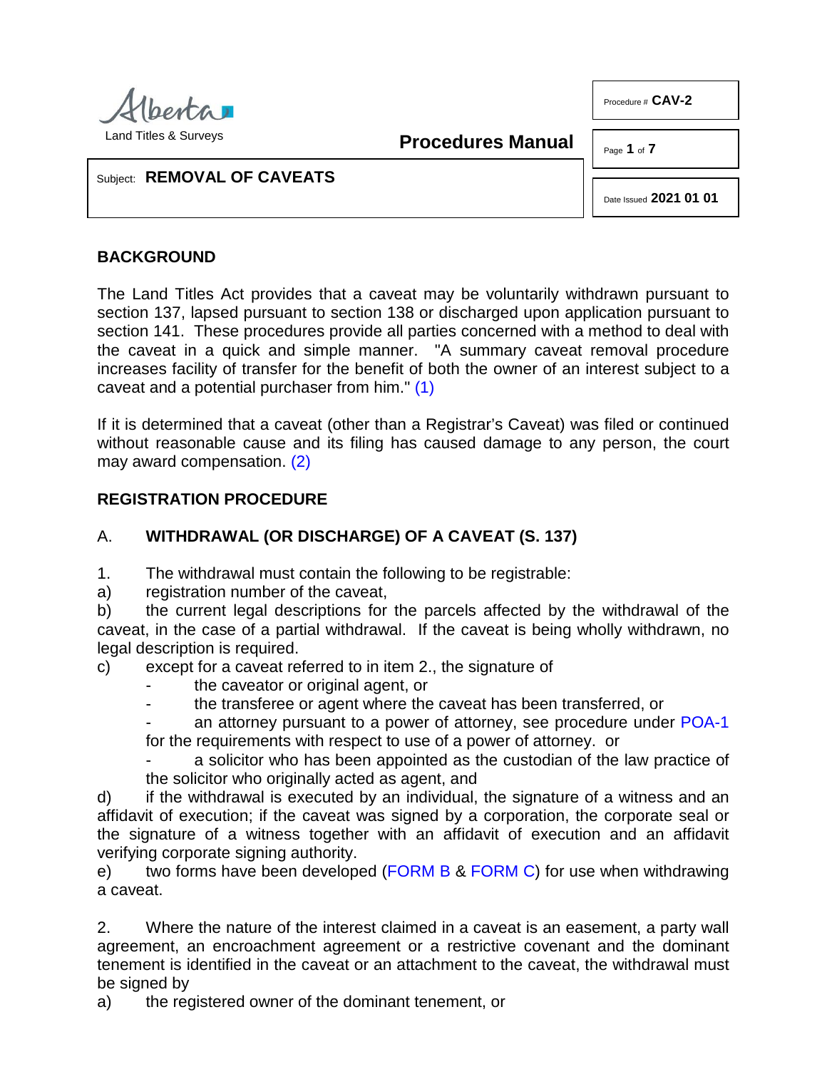**Procedures Manual**

Subject: **REMOVAL OF CAVEATS**

Procedure # **CAV-2**

Date Issued **2021 01 01**

## BACKGROUND

The Land Titles Act provides that a caveat may be voluntarily withdrawn pursuant to section 137, lapsed pursuant to section 138 or discharged upon application pursuant to section 141. These procedures provide all parties concerned with a method to deal with the caveat in a quick and simple manner. "A summary caveat removal procedure increases facility of transfer for the benefit of both the owner of an interest subject to a caveat and a potential purchaser from him." (1)

If it is determined that a caveat (other than a Registrar's Caveat) was filed or continued without reasonable cause and its filing has caused damage to any person, the court may award compensation. (2)

## REGISTRATION PROCEDURE

### A. WITHDRAWAL (OR DISCHARGE) OF A CAVEAT (S. 137)

1. The withdrawal must contain the following to be registrable:

a) registration number of the caveat,

b) the current legal descriptions for the parcels affected by the withdrawal of the caveat, in the case of a partial withdrawal. If the caveat is being wholly withdrawn, no legal description is required.

c) except for a caveat referred to in item 2., the signature of

- the caveator or original agent, or
- the transferee or agent where the caveat has been transferred, or
- an attorney pursuant to a power of attorney, see procedure under POA-1 for the requirements with respect to use of a power of attorney. or
- a solicitor who has been appointed as the custodian of the law practice of the solicitor who originally acted as agent, and

d) if the withdrawal is executed by an individual, the signature of a witness and an affidavit of execution; if the caveat was signed by a corporation, the corporate seal or the signature of a witness together with an affidavit of execution and an affidavit verifying corporate signing authority.

e) two forms have been developed (FORM B & FORM C) for use when withdrawing a caveat.

2. Where the nature of the interest claimed in a caveat is an easement, a party wall agreement, an encroachment agreement or a restrictive covenant and the dominant tenement is identified in the caveat or an attachment to the caveat, the withdrawal must be signed by

a) the registered owner of the dominant tenement, or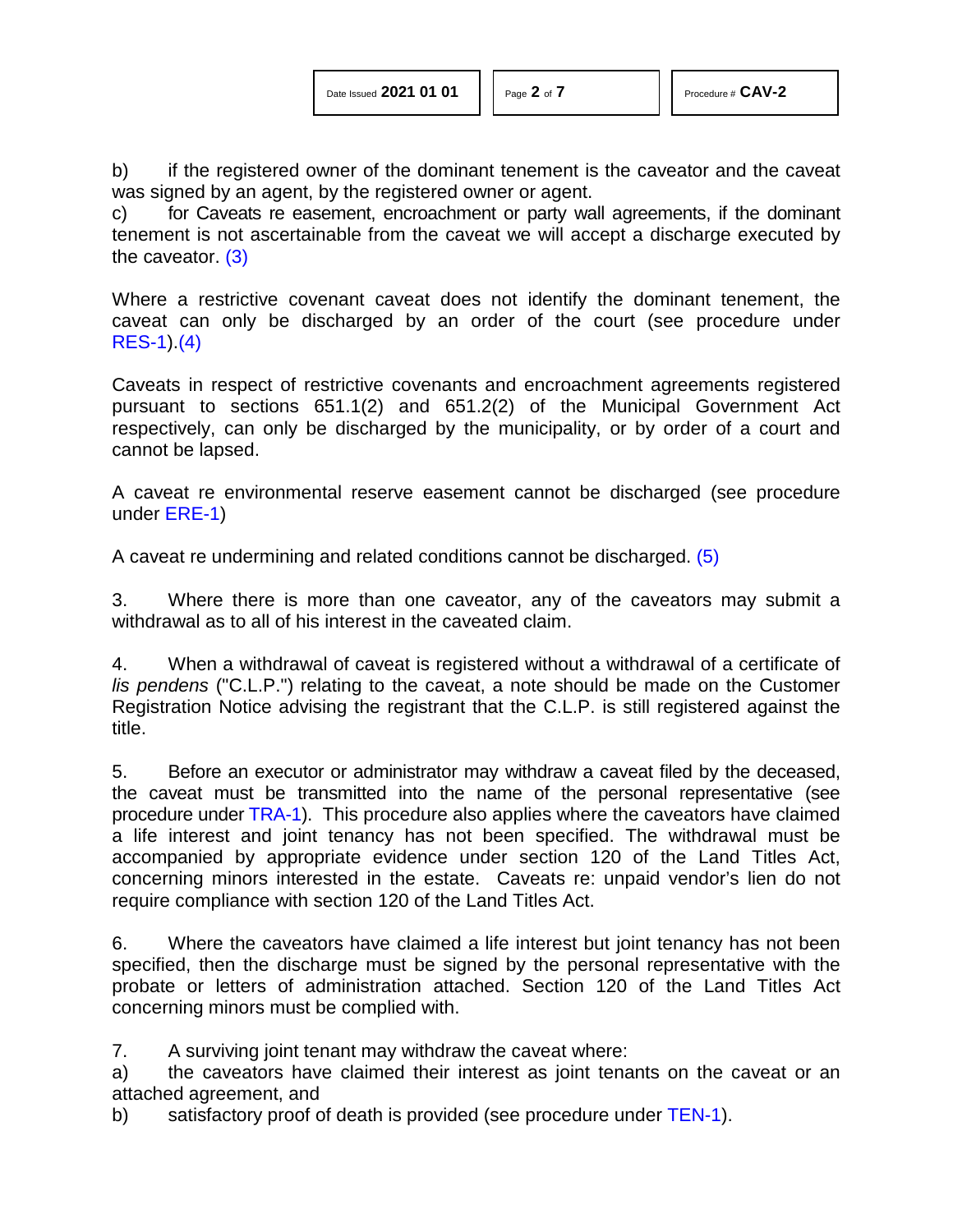b) if the registered owner of the dominant tenement is the caveator and the caveat was signed by an agent, by the registered owner or agent.

c) for Caveats re easement, encroachment or party wall agreements, if the dominant tenement is not ascertainable from the caveat we will accept a discharge executed by the caveator. (3)

Where a restrictive covenant caveat does not identify the dominant tenement, the caveat can only be discharged by an order of the court (see procedure under RES-1).(4)

Caveats in respect of restrictive covenants and encroachment agreements registered pursuant to sections 651.1(2) and 651.2(2) of the Municipal Government Act respectively, can only be discharged by the municipality, or by order of a court and cannot be lapsed.

A caveat re environmental reserve easement cannot be discharged (see procedure under ERE-1)

A caveat re undermining and related conditions cannot be discharged. (5)

3. Where there is more than one caveator, any of the caveators may submit a withdrawal as to all of his interest in the caveated claim.

4. When a withdrawal of caveat is registered without a withdrawal of a certificate of *lis pendens* ("C.L.P.") relating to the caveat, a note should be made on the Customer Registration Notice advising the registrant that the C.L.P. is still registered against the title.

5. Before an executor or administrator may withdraw a caveat filed by the deceased, the caveat must be transmitted into the name of the personal representative (see procedure under TRA-1). This procedure also applies where the caveators have claimed a life interest and joint tenancy has not been specified. The withdrawal must be accompanied by appropriate evidence under section 120 of the Land Titles Act, concerning minors interested in the estate. Caveats re: unpaid vendor's lien do not require compliance with section 120 of the Land Titles Act.

6. Where the caveators have claimed a life interest but joint tenancy has not been specified, then the discharge must be signed by the personal representative with the probate or letters of administration attached. Section 120 of the Land Titles Act concerning minors must be complied with.

7. A surviving joint tenant may withdraw the caveat where:

a) the caveators have claimed their interest as joint tenants on the caveat or an attached agreement, and

b) satisfactory proof of death is provided (see procedure under TEN-1).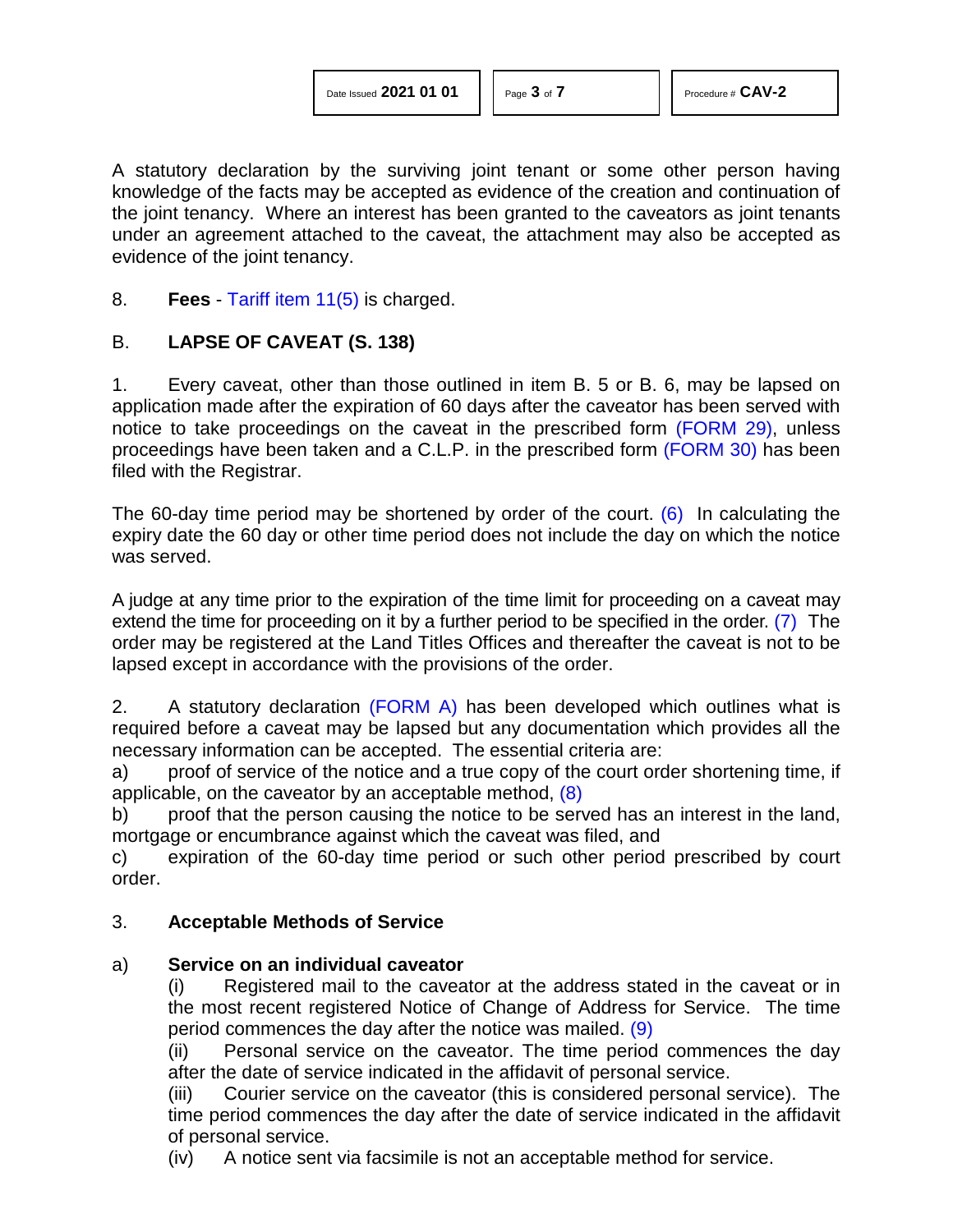A statutory declaration by the surviving joint tenant or some other person having knowledge of the facts may be accepted as evidence of the creation and continuation of the joint tenancy. Where an interest has been granted to the caveators as joint tenants under an agreement attached to the caveat, the attachment may also be accepted as evidence of the joint tenancy.

8. **Fees** - Tariff item 11(5) is charged.

## B. LAPSE OF CAVEAT (S. 138)

1. Every caveat, other than those outlined in item B. 5 or B. 6, may be lapsed on application made after the expiration of 60 days after the caveator has been served with notice to take proceedings on the caveat in the prescribed form (FORM 29), unless proceedings have been taken and a C.L.P. in the prescribed form (FORM 30) has been filed with the Registrar.

The 60-day time period may be shortened by order of the court. (6) In calculating the expiry date the 60 day or other time period does not include the day on which the notice was served.

A judge at any time prior to the expiration of the time limit for proceeding on a caveat may extend the time for proceeding on it by a further period to be specified in the order. (7) The order may be registered at the Land Titles Offices and thereafter the caveat is not to be lapsed except in accordance with the provisions of the order.

2. A statutory declaration (FORM A) has been developed which outlines what is required before a caveat may be lapsed but any documentation which provides all the necessary information can be accepted. The essential criteria are:

a) proof of service of the notice and a true copy of the court order shortening time, if applicable, on the caveator by an acceptable method, (8)

b) proof that the person causing the notice to be served has an interest in the land, mortgage or encumbrance against which the caveat was filed, and

c) expiration of the 60-day time period or such other period prescribed by court order.

3. **Acceptable Methods of Service**

a) **Service on an individual caveator**

(i) Registered mail to the caveator at the address stated in the caveat or in the most recent registered Notice of Change of Address for Service. The time period commences the day after the notice was mailed. (9)

(ii) Personal service on the caveator. The time period commences the day after the date of service indicated in the affidavit of personal service.

(iii) Courier service on the caveator (this is considered personal service). The time period commences the day after the date of service indicated in the affidavit of personal service.

(iv) A notice sent via facsimile is not an acceptable method for service.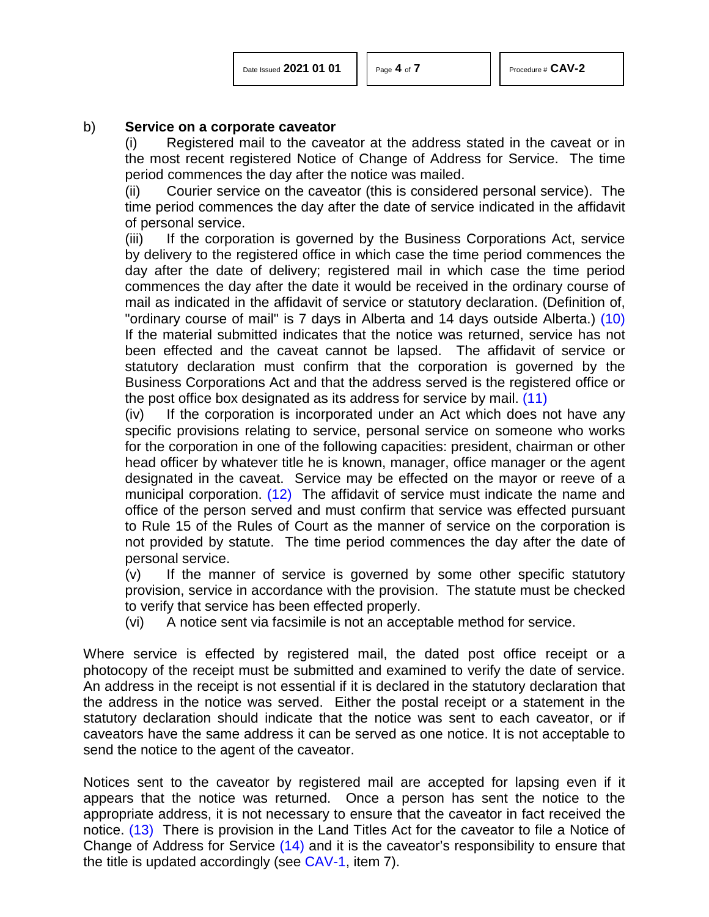b) **Service on a corporate caveator**

(i) Registered mail to the caveator at the address stated in the caveat or in the most recent registered Notice of Change of Address for Service. The time period commences the day after the notice was mailed.

(ii) Courier service on the caveator (this is considered personal service). The time period commences the day after the date of service indicated in the affidavit of personal service.

(iii) If the corporation is governed by the Business Corporations Act, service by delivery to the registered office in which case the time period commences the day after the date of delivery; registered mail in which case the time period commences the day after the date it would be received in the ordinary course of mail as indicated in the affidavit of service or statutory declaration. (Definition of, "ordinary course of mail" is 7 days in Alberta and 14 days outside Alberta.) (10) If the material submitted indicates that the notice was returned, service has not been effected and the caveat cannot be lapsed. The affidavit of service or statutory declaration must confirm that the corporation is governed by the Business Corporations Act and that the address served is the registered office or the post office box designated as its address for service by mail. (11)

(iv) If the corporation is incorporated under an Act which does not have any specific provisions relating to service, personal service on someone who works for the corporation in one of the following capacities: president, chairman or other head officer by whatever title he is known, manager, office manager or the agent designated in the caveat. Service may be effected on the mayor or reeve of a municipal corporation. (12) The affidavit of service must indicate the name and office of the person served and must confirm that service was effected pursuant to Rule 15 of the Rules of Court as the manner of service on the corporation is not provided by statute. The time period commences the day after the date of personal service.

(v) If the manner of service is governed by some other specific statutory provision, service in accordance with the provision. The statute must be checked to verify that service has been effected properly.

(vi) A notice sent via facsimile is not an acceptable method for service.

Where service is effected by registered mail, the dated post office receipt or a photocopy of the receipt must be submitted and examined to verify the date of service. An address in the receipt is not essential if it is declared in the statutory declaration that the address in the notice was served. Either the postal receipt or a statement in the statutory declaration should indicate that the notice was sent to each caveator, or if caveators have the same address it can be served as one notice. It is not acceptable to send the notice to the agent of the caveator.

Notices sent to the caveator by registered mail are accepted for lapsing even if it appears that the notice was returned. Once a person has sent the notice to the appropriate address, it is not necessary to ensure that the caveator in fact received the notice. (13) There is provision in the Land Titles Act for the caveator to file a Notice of Change of Address for Service (14) and it is the caveator's responsibility to ensure that the title is updated accordingly (see CAV-1, item 7).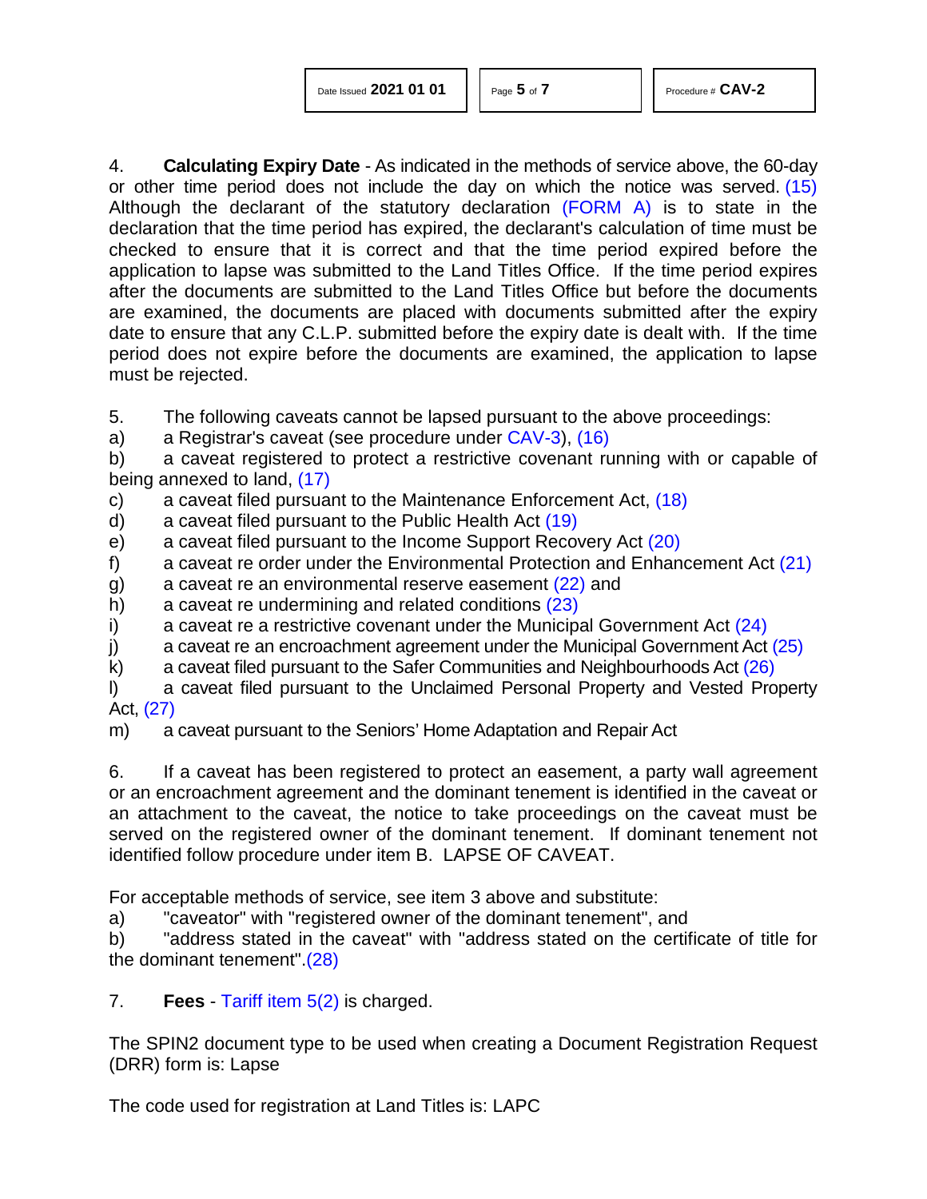4. **Calculating Expiry Date** - As indicated in the methods of service above, the 60-day or other time period does not include the day on which the notice was served. (15) Although the declarant of the statutory declaration (FORM A) is to state in the declaration that the time period has expired, the declarant's calculation of time must be checked to ensure that it is correct and that the time period expired before the application to lapse was submitted to the Land Titles Office. If the time period expires after the documents are submitted to the Land Titles Office but before the documents are examined, the documents are placed with documents submitted after the expiry date to ensure that any C.L.P. submitted before the expiry date is dealt with. If the time period does not expire before the documents are examined, the application to lapse must be rejected.

5. The following caveats cannot be lapsed pursuant to the above proceedings:

a) a Registrar's caveat (see procedure under CAV-3), (16)

b) a caveat registered to protect a restrictive covenant running with or capable of being annexed to land, (17)

c) a caveat filed pursuant to the Maintenance Enforcement Act, (18)

d) a caveat filed pursuant to the Public Health Act (19)

e) a caveat filed pursuant to the Income Support Recovery Act (20)

f) a caveat re order under the Environmental Protection and Enhancement Act (21)

g) a caveat re an environmental reserve easement (22) and

h) a caveat re undermining and related conditions (23)

i) a caveat re a restrictive covenant under the Municipal Government Act (24)

j) a caveat re an encroachment agreement under the Municipal Government Act (25)

k) a caveat filed pursuant to the Safer Communities and Neighbourhoods Act (26)

l) a caveat filed pursuant to the Unclaimed Personal Property and Vested Property Act, (27)

m) a caveat pursuant to the Seniors' Home Adaptation and Repair Act

6. If a caveat has been registered to protect an easement, a party wall agreement or an encroachment agreement and the dominant tenement is identified in the caveat or an attachment to the caveat, the notice to take proceedings on the caveat must be served on the registered owner of the dominant tenement. If dominant tenement not identified follow procedure under item B. LAPSE OF CAVEAT.

For acceptable methods of service, see item 3 above and substitute:

a) "caveator" with "registered owner of the dominant tenement", and

b) "address stated in the caveat" with "address stated on the certificate of title for the dominant tenement".(28)

7. **Fees** - Tariff item 5(2) is charged.

The SPIN2 document type to be used when creating a Document Registration Request (DRR) form is: Lapse

The code used for registration at Land Titles is: LAPC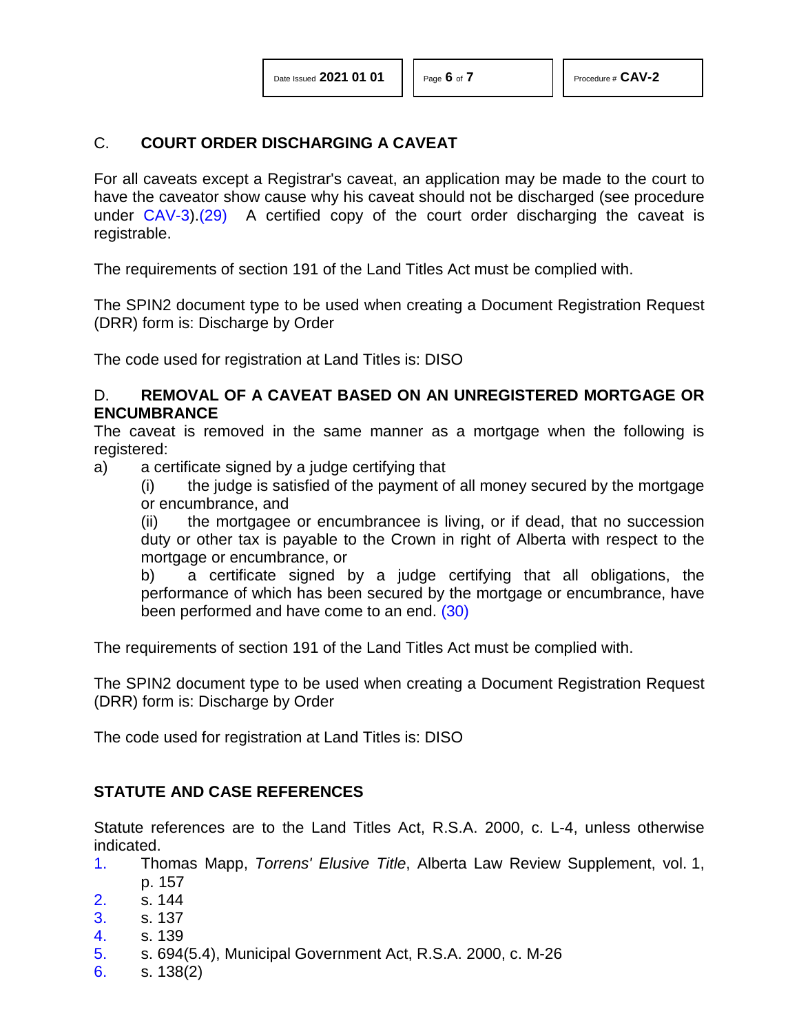## C. COURT ORDER DISCHARGING A CAVEAT

For all caveats except a Registrar's caveat, an application may be made to the court to have the caveator show cause why his caveat should not be discharged (see procedure under CAV-3).(29) A certified copy of the court order discharging the caveat is registrable.

The requirements of section 191 of the Land Titles Act must be complied with.

The SPIN2 document type to be used when creating a Document Registration Request (DRR) form is: Discharge by Order

The code used for registration at Land Titles is: DISO

## D. REMOVAL OF A CAVEAT BASED ON AN UNREGISTERED MORTGAGE OR ENCUMBRANCE

The caveat is removed in the same manner as a mortgage when the following is registered:

a) a certificate signed by a judge certifying that

   (i) the judge is satisfied of the payment of all money secured by the mortgage or encumbrance, and

   (ii) the mortgagee or encumbrancee is living, or if dead, that no succession duty or other tax is payable to the Crown in right of Alberta with respect to the mortgage or encumbrance, or

   b) a certificate signed by a judge certifying that all obligations, the performance of which has been secured by the mortgage or encumbrance, have been performed and have come to an end. (30)

The requirements of section 191 of the Land Titles Act must be complied with.

The SPIN2 document type to be used when creating a Document Registration Request (DRR) form is: Discharge by Order

The code used for registration at Land Titles is: DISO

## STATUTE AND CASE REFERENCES

Statute references are to the Land Titles Act, R.S.A. 2000, c. L-4, unless otherwise indicated.

1. Thomas Mapp, *Torrens' Elusive Title*, Alberta Law Review Supplement, vol. 1, p. 157
2. s. 144
3. s. 137
4. s. 139
5. s. 694(5.4), Municipal Government Act, R.S.A. 2000, c. M-26
6. s. 138(2)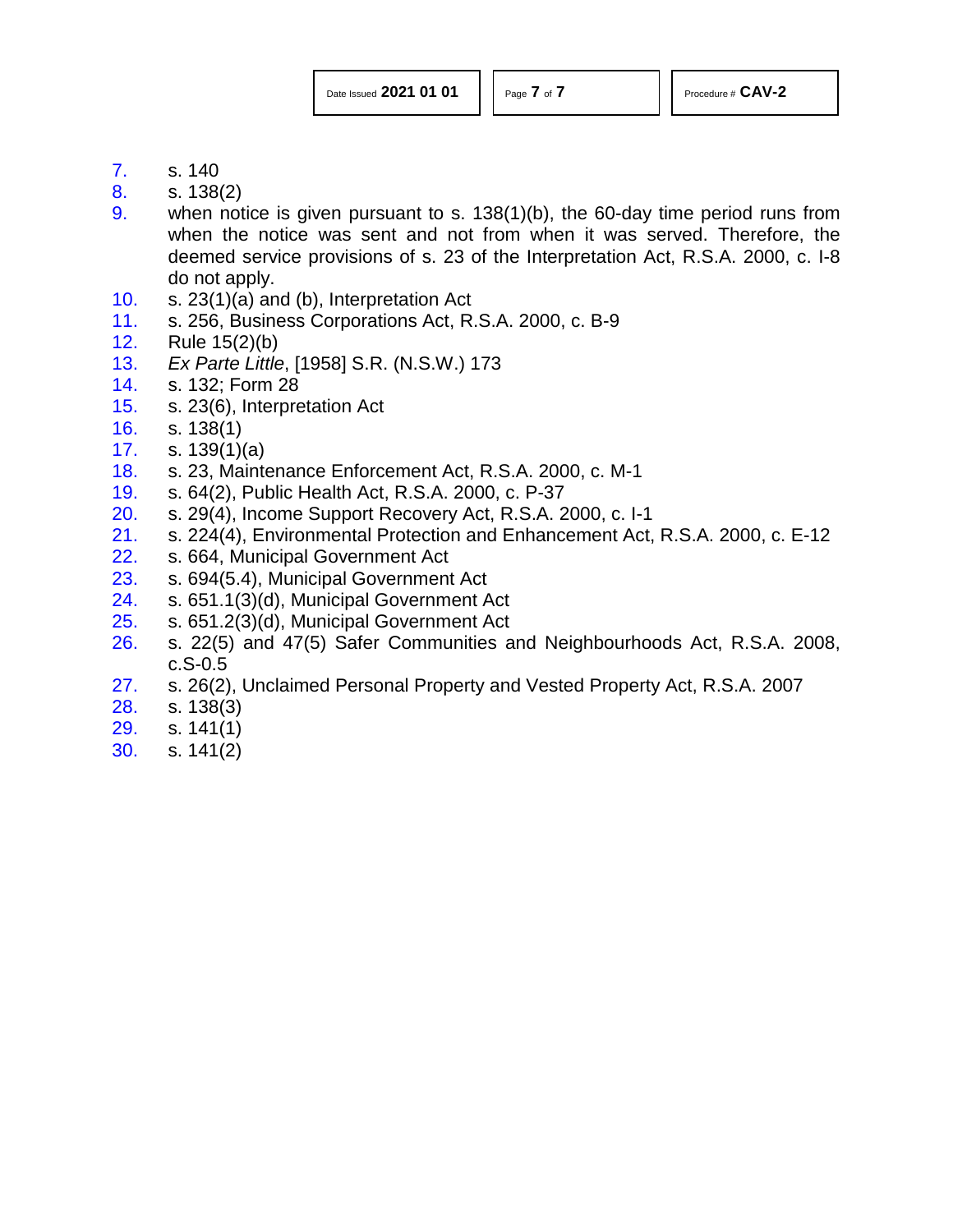7. s. 140
8. s. 138(2)
9. when notice is given pursuant to s. 138(1)(b), the 60-day time period runs from when the notice was sent and not from when it was served. Therefore, the deemed service provisions of s. 23 of the Interpretation Act, R.S.A. 2000, c. I-8 do not apply.
10. s. 23(1)(a) and (b), Interpretation Act
11. s. 256, Business Corporations Act, R.S.A. 2000, c. B-9
12. Rule 15(2)(b)
13. *Ex Parte Little*, [1958] S.R. (N.S.W.) 173
14. s. 132; Form 28
15. s. 23(6), Interpretation Act
16. s. 138(1)
17. s. 139(1)(a)
18. s. 23, Maintenance Enforcement Act, R.S.A. 2000, c. M-1
19. s. 64(2), Public Health Act, R.S.A. 2000, c. P-37
20. s. 29(4), Income Support Recovery Act, R.S.A. 2000, c. I-1
21. s. 224(4), Environmental Protection and Enhancement Act, R.S.A. 2000, c. E-12
22. s. 664, Municipal Government Act
23. s. 694(5.4), Municipal Government Act
24. s. 651.1(3)(d), Municipal Government Act
25. s. 651.2(3)(d), Municipal Government Act
26. s. 22(5) and 47(5) Safer Communities and Neighbourhoods Act, R.S.A. 2008, c.S-0.5
27. s. 26(2), Unclaimed Personal Property and Vested Property Act, R.S.A. 2007
28. s. 138(3)
29. s. 141(1)
30. s. 141(2)